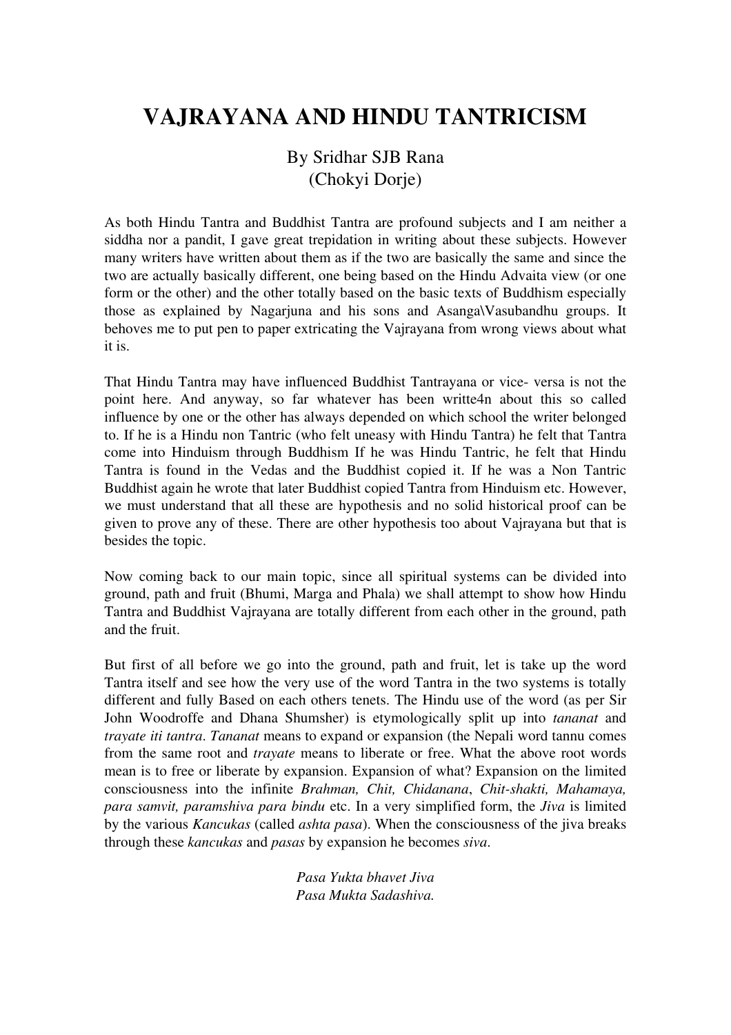# VAJRAYANA AND HINDU TANTRICISM

By Sridhar SJB Rana
(Chokyi Dorje)

As both Hindu Tantra and Buddhist Tantra are profound subjects and I am neither a siddha nor a pandit, I gave great trepidation in writing about these subjects. However many writers have written about them as if the two are basically the same and since the two are actually basically different, one being based on the Hindu Advaita view (or one form or the other) and the other totally based on the basic texts of Buddhism especially those as explained by Nagarjuna and his sons and Asanga\Vasubandhu groups. It behoves me to put pen to paper extricating the Vajrayana from wrong views about what it is.

That Hindu Tantra may have influenced Buddhist Tantrayana or vice- versa is not the point here. And anyway, so far whatever has been writte4n about this so called influence by one or the other has always depended on which school the writer belonged to. If he is a Hindu non Tantric (who felt uneasy with Hindu Tantra) he felt that Tantra come into Hinduism through Buddhism If he was Hindu Tantric, he felt that Hindu Tantra is found in the Vedas and the Buddhist copied it. If he was a Non Tantric Buddhist again he wrote that later Buddhist copied Tantra from Hinduism etc. However, we must understand that all these are hypothesis and no solid historical proof can be given to prove any of these. There are other hypothesis too about Vajrayana but that is besides the topic.

Now coming back to our main topic, since all spiritual systems can be divided into ground, path and fruit (Bhumi, Marga and Phala) we shall attempt to show how Hindu Tantra and Buddhist Vajrayana are totally different from each other in the ground, path and the fruit.

But first of all before we go into the ground, path and fruit, let is take up the word Tantra itself and see how the very use of the word Tantra in the two systems is totally different and fully Based on each others tenets. The Hindu use of the word (as per Sir John Woodroffe and Dhana Shumsher) is etymologically split up into *tananat* and *trayate iti tantra*. *Tananat* means to expand or expansion (the Nepali word tannu comes from the same root and *trayate* means to liberate or free. What the above root words mean is to free or liberate by expansion. Expansion of what? Expansion on the limited consciousness into the infinite *Brahman, Chit, Chidanana*, *Chit-shakti, Mahamaya, para samvit, paramshiva para bindu* etc. In a very simplified form, the *Jiva* is limited by the various *Kancukas* (called *ashta pasa*). When the consciousness of the jiva breaks through these *kancukas* and *pasas* by expansion he becomes *siva*.

*Pasa Yukta bhavet Jiva*
*Pasa Mukta Sadashiva.*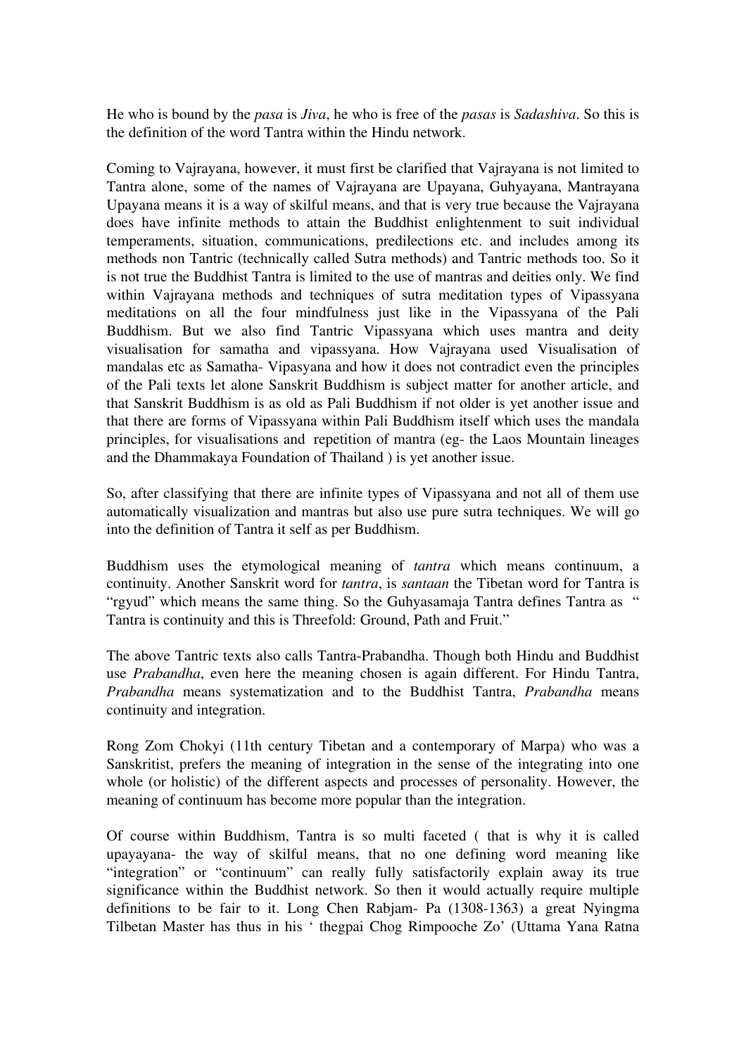He who is bound by the *pasa* is *Jiva*, he who is free of the *pasas* is *Sadashiva*. So this is the definition of the word Tantra within the Hindu network.

Coming to Vajrayana, however, it must first be clarified that Vajrayana is not limited to Tantra alone, some of the names of Vajrayana are Upayana, Guhyayana, Mantrayana Upayana means it is a way of skilful means, and that is very true because the Vajrayana does have infinite methods to attain the Buddhist enlightenment to suit individual temperaments, situation, communications, predilections etc. and includes among its methods non Tantric (technically called Sutra methods) and Tantric methods too. So it is not true the Buddhist Tantra is limited to the use of mantras and deities only. We find within Vajrayana methods and techniques of sutra meditation types of Vipassyana meditations on all the four mindfulness just like in the Vipassyana of the Pali Buddhism. But we also find Tantric Vipassyana which uses mantra and deity visualisation for samatha and vipassyana. How Vajrayana used Visualisation of mandalas etc as Samatha- Vipasyana and how it does not contradict even the principles of the Pali texts let alone Sanskrit Buddhism is subject matter for another article, and that Sanskrit Buddhism is as old as Pali Buddhism if not older is yet another issue and that there are forms of Vipassyana within Pali Buddhism itself which uses the mandala principles, for visualisations and repetition of mantra (eg- the Laos Mountain lineages and the Dhammakaya Foundation of Thailand ) is yet another issue.

So, after classifying that there are infinite types of Vipassyana and not all of them use automatically visualization and mantras but also use pure sutra techniques. We will go into the definition of Tantra it self as per Buddhism.

Buddhism uses the etymological meaning of *tantra* which means continuum, a continuity. Another Sanskrit word for *tantra*, is *santaan* the Tibetan word for Tantra is "rgyud" which means the same thing. So the Guhyasamaja Tantra defines Tantra as " Tantra is continuity and this is Threefold: Ground, Path and Fruit."

The above Tantric texts also calls Tantra-Prabandha. Though both Hindu and Buddhist use *Prabandha*, even here the meaning chosen is again different. For Hindu Tantra, *Prabandha* means systematization and to the Buddhist Tantra, *Prabandha* means continuity and integration.

Rong Zom Chokyi (11th century Tibetan and a contemporary of Marpa) who was a Sanskritist, prefers the meaning of integration in the sense of the integrating into one whole (or holistic) of the different aspects and processes of personality. However, the meaning of continuum has become more popular than the integration.

Of course within Buddhism, Tantra is so multi faceted ( that is why it is called upayayana- the way of skilful means, that no one defining word meaning like "integration" or "continuum" can really fully satisfactorily explain away its true significance within the Buddhist network. So then it would actually require multiple definitions to be fair to it. Long Chen Rabjam- Pa (1308-1363) a great Nyingma Tilbetan Master has thus in his ' thegpai Chog Rimpooche Zo' (Uttama Yana Ratna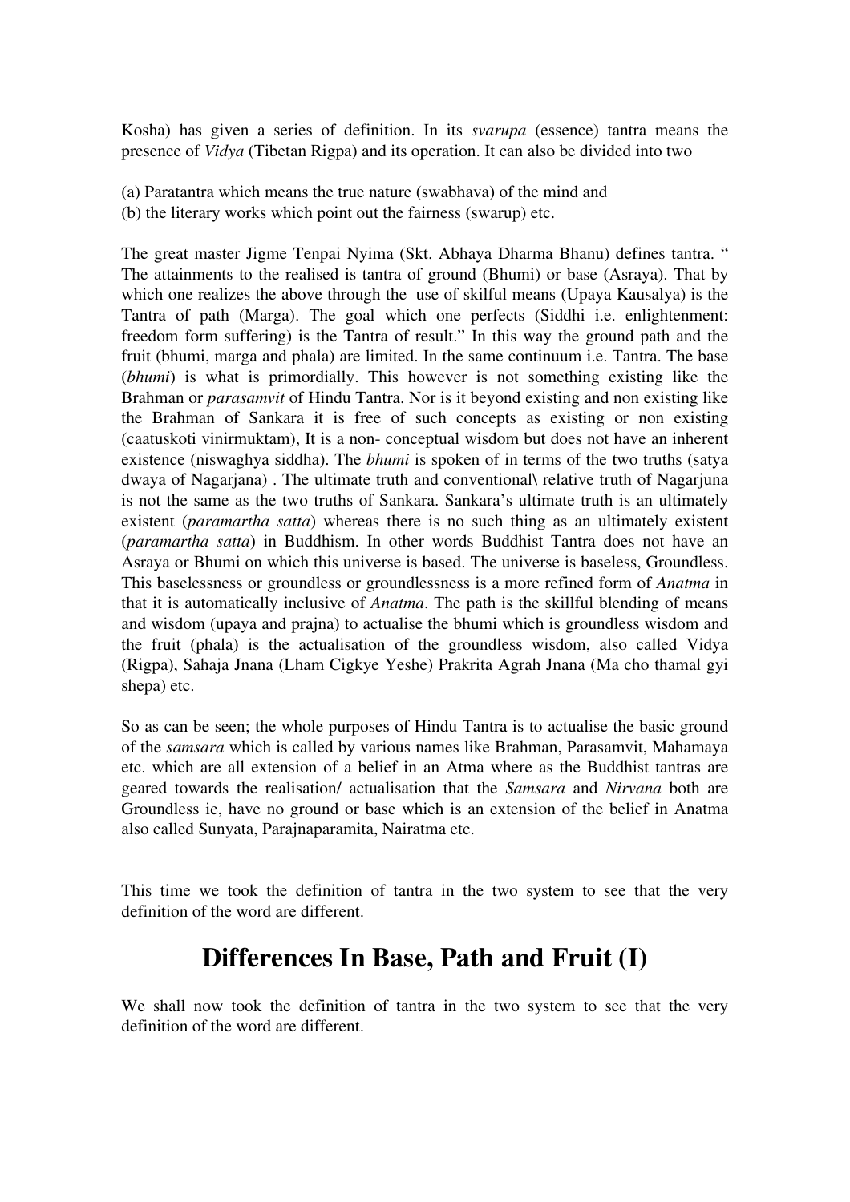Kosha) has given a series of definition. In its *svarupa* (essence) tantra means the presence of *Vidya* (Tibetan Rigpa) and its operation. It can also be divided into two

(a) Paratantra which means the true nature (swabhava) of the mind and
(b) the literary works which point out the fairness (swarup) etc.

The great master Jigme Tenpai Nyima (Skt. Abhaya Dharma Bhanu) defines tantra. " The attainments to the realised is tantra of ground (Bhumi) or base (Asraya). That by which one realizes the above through the use of skilful means (Upaya Kausalya) is the Tantra of path (Marga). The goal which one perfects (Siddhi i.e. enlightenment: freedom form suffering) is the Tantra of result." In this way the ground path and the fruit (bhumi, marga and phala) are limited. In the same continuum i.e. Tantra. The base (*bhumi*) is what is primordially. This however is not something existing like the Brahman or *parasamvit* of Hindu Tantra. Nor is it beyond existing and non existing like the Brahman of Sankara it is free of such concepts as existing or non existing (caatuskoti vinirmuktam), It is a non- conceptual wisdom but does not have an inherent existence (niswaghya siddha). The *bhumi* is spoken of in terms of the two truths (satya dwaya of Nagarjana) . The ultimate truth and conventional\ relative truth of Nagarjuna is not the same as the two truths of Sankara. Sankara's ultimate truth is an ultimately existent (*paramartha satta*) whereas there is no such thing as an ultimately existent (*paramartha satta*) in Buddhism. In other words Buddhist Tantra does not have an Asraya or Bhumi on which this universe is based. The universe is baseless, Groundless. This baselessness or groundless or groundlessness is a more refined form of *Anatma* in that it is automatically inclusive of *Anatma*. The path is the skillful blending of means and wisdom (upaya and prajna) to actualise the bhumi which is groundless wisdom and the fruit (phala) is the actualisation of the groundless wisdom, also called Vidya (Rigpa), Sahaja Jnana (Lham Cigkye Yeshe) Prakrita Agrah Jnana (Ma cho thamal gyi shepa) etc.

So as can be seen; the whole purposes of Hindu Tantra is to actualise the basic ground of the *samsara* which is called by various names like Brahman, Parasamvit, Mahamaya etc. which are all extension of a belief in an Atma where as the Buddhist tantras are geared towards the realisation/ actualisation that the *Samsara* and *Nirvana* both are Groundless ie, have no ground or base which is an extension of the belief in Anatma also called Sunyata, Parajnaparamita, Nairatma etc.

This time we took the definition of tantra in the two system to see that the very definition of the word are different.

## Differences In Base, Path and Fruit (I)

We shall now took the definition of tantra in the two system to see that the very definition of the word are different.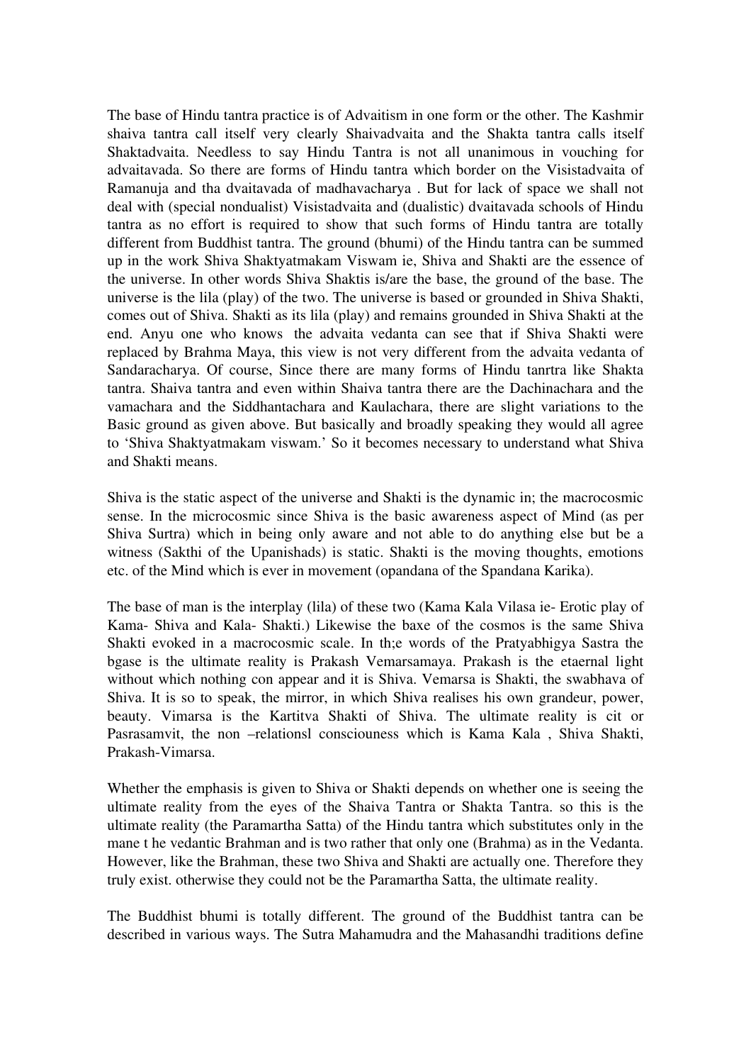The base of Hindu tantra practice is of Advaitism in one form or the other. The Kashmir shaiva tantra call itself very clearly Shaivadvaita and the Shakta tantra calls itself Shaktadvaita. Needless to say Hindu Tantra is not all unanimous in vouching for advaitavada. So there are forms of Hindu tantra which border on the Visistadvaita of Ramanuja and tha dvaitavada of madhavacharya . But for lack of space we shall not deal with (special nondualist) Visistadvaita and (dualistic) dvaitavada schools of Hindu tantra as no effort is required to show that such forms of Hindu tantra are totally different from Buddhist tantra. The ground (bhumi) of the Hindu tantra can be summed up in the work Shiva Shaktyatmakam Viswam ie, Shiva and Shakti are the essence of the universe. In other words Shiva Shaktis is/are the base, the ground of the base. The universe is the lila (play) of the two. The universe is based or grounded in Shiva Shakti, comes out of Shiva. Shakti as its lila (play) and remains grounded in Shiva Shakti at the end. Anyu one who knows the advaita vedanta can see that if Shiva Shakti were replaced by Brahma Maya, this view is not very different from the advaita vedanta of Sandaracharya. Of course, Since there are many forms of Hindu tanrtra like Shakta tantra. Shaiva tantra and even within Shaiva tantra there are the Dachinachara and the vamachara and the Siddhantachara and Kaulachara, there are slight variations to the Basic ground as given above. But basically and broadly speaking they would all agree to 'Shiva Shaktyatmakam viswam.' So it becomes necessary to understand what Shiva and Shakti means.

Shiva is the static aspect of the universe and Shakti is the dynamic in; the macrocosmic sense. In the microcosmic since Shiva is the basic awareness aspect of Mind (as per Shiva Surtra) which in being only aware and not able to do anything else but be a witness (Sakthi of the Upanishads) is static. Shakti is the moving thoughts, emotions etc. of the Mind which is ever in movement (opandana of the Spandana Karika).

The base of man is the interplay (lila) of these two (Kama Kala Vilasa ie- Erotic play of Kama- Shiva and Kala- Shakti.) Likewise the baxe of the cosmos is the same Shiva Shakti evoked in a macrocosmic scale. In th;e words of the Pratyabhigya Sastra the bgase is the ultimate reality is Prakash Vemarsamaya. Prakash is the etaernal light without which nothing con appear and it is Shiva. Vemarsa is Shakti, the swabhava of Shiva. It is so to speak, the mirror, in which Shiva realises his own grandeur, power, beauty. Vimarsa is the Kartitva Shakti of Shiva. The ultimate reality is cit or Pasrasamvit, the non –relationsl consciouness which is Kama Kala , Shiva Shakti, Prakash-Vimarsa.

Whether the emphasis is given to Shiva or Shakti depends on whether one is seeing the ultimate reality from the eyes of the Shaiva Tantra or Shakta Tantra. so this is the ultimate reality (the Paramartha Satta) of the Hindu tantra which substitutes only in the mane t he vedantic Brahman and is two rather that only one (Brahma) as in the Vedanta. However, like the Brahman, these two Shiva and Shakti are actually one. Therefore they truly exist. otherwise they could not be the Paramartha Satta, the ultimate reality.

The Buddhist bhumi is totally different. The ground of the Buddhist tantra can be described in various ways. The Sutra Mahamudra and the Mahasandhi traditions define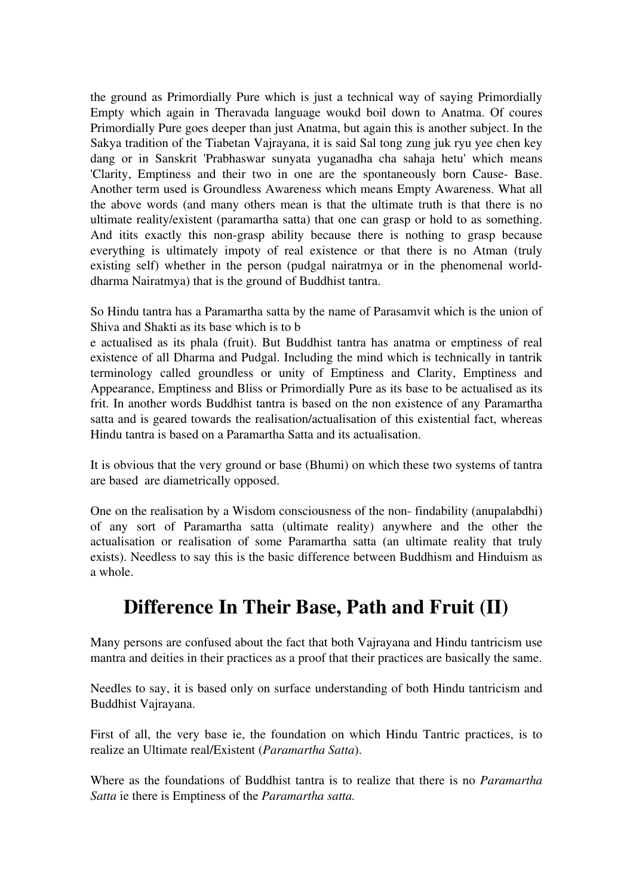the ground as Primordially Pure which is just a technical way of saying Primordially Empty which again in Theravada language woukd boil down to Anatma. Of coures Primordially Pure goes deeper than just Anatma, but again this is another subject. In the Sakya tradition of the Tiabetan Vajrayana, it is said Sal tong zung juk ryu yee chen key dang or in Sanskrit 'Prabhaswar sunyata yuganadha cha sahaja hetu' which means 'Clarity, Emptiness and their two in one are the spontaneously born Cause- Base. Another term used is Groundless Awareness which means Empty Awareness. What all the above words (and many others mean is that the ultimate truth is that there is no ultimate reality/existent (paramartha satta) that one can grasp or hold to as something. And itits exactly this non-grasp ability because there is nothing to grasp because everything is ultimately impoty of real existence or that there is no Atman (truly existing self) whether in the person (pudgal nairatmya or in the phenomenal world- dharma Nairatmya) that is the ground of Buddhist tantra.

So Hindu tantra has a Paramartha satta by the name of Parasamvit which is the union of Shiva and Shakti as its base which is to b
e actualised as its phala (fruit). But Buddhist tantra has anatma or emptiness of real existence of all Dharma and Pudgal. Including the mind which is technically in tantrik terminology called groundless or unity of Emptiness and Clarity, Emptiness and Appearance, Emptiness and Bliss or Primordially Pure as its base to be actualised as its frit. In another words Buddhist tantra is based on the non existence of any Paramartha satta and is geared towards the realisation/actualisation of this existential fact, whereas Hindu tantra is based on a Paramartha Satta and its actualisation.

It is obvious that the very ground or base (Bhumi) on which these two systems of tantra are based are diametrically opposed.

One on the realisation by a Wisdom consciousness of the non- findability (anupalabdhi) of any sort of Paramartha satta (ultimate reality) anywhere and the other the actualisation or realisation of some Paramartha satta (an ultimate reality that truly exists). Needless to say this is the basic difference between Buddhism and Hinduism as a whole.

## Difference In Their Base, Path and Fruit (II)

Many persons are confused about the fact that both Vajrayana and Hindu tantricism use mantra and deities in their practices as a proof that their practices are basically the same.

Needles to say, it is based only on surface understanding of both Hindu tantricism and Buddhist Vajrayana.

First of all, the very base ie, the foundation on which Hindu Tantric practices, is to realize an Ultimate real/Existent (*Paramartha Satta*).

Where as the foundations of Buddhist tantra is to realize that there is no *Paramartha Satta* ie there is Emptiness of the *Paramartha satta.*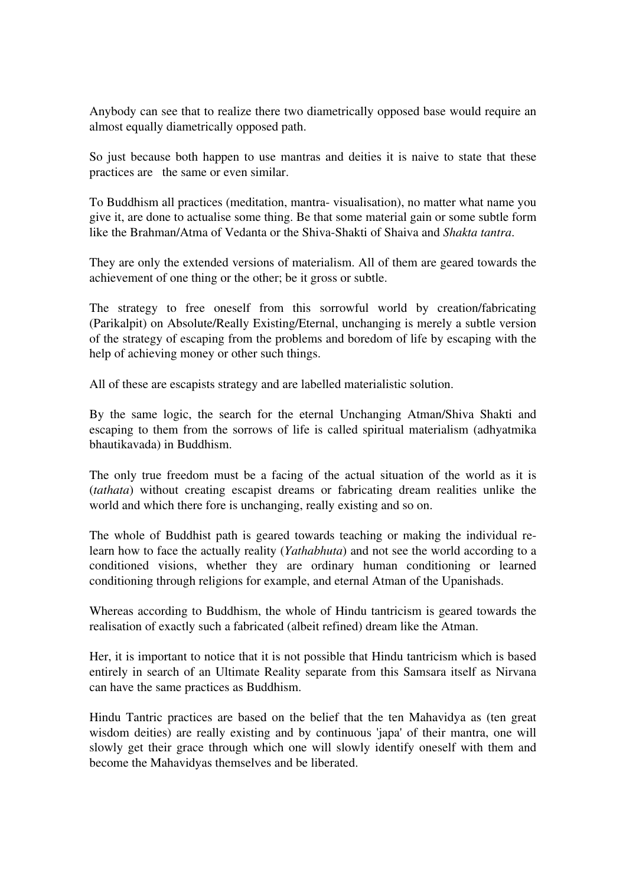Anybody can see that to realize there two diametrically opposed base would require an almost equally diametrically opposed path.

So just because both happen to use mantras and deities it is naive to state that these practices are  the same or even similar.

To Buddhism all practices (meditation, mantra- visualisation), no matter what name you give it, are done to actualise some thing. Be that some material gain or some subtle form like the Brahman/Atma of Vedanta or the Shiva-Shakti of Shaiva and *Shakta tantra*.

They are only the extended versions of materialism. All of them are geared towards the achievement of one thing or the other; be it gross or subtle.

The strategy to free oneself from this sorrowful world by creation/fabricating (Parikalpit) on Absolute/Really Existing/Eternal, unchanging is merely a subtle version of the strategy of escaping from the problems and boredom of life by escaping with the help of achieving money or other such things.

All of these are escapists strategy and are labelled materialistic solution.

By the same logic, the search for the eternal Unchanging Atman/Shiva Shakti and escaping to them from the sorrows of life is called spiritual materialism (adhyatmika bhautikavada) in Buddhism.

The only true freedom must be a facing of the actual situation of the world as it is (*tathata*) without creating escapist dreams or fabricating dream realities unlike the world and which there fore is unchanging, really existing and so on.

The whole of Buddhist path is geared towards teaching or making the individual re-learn how to face the actually reality (*Yathabhuta*) and not see the world according to a conditioned visions, whether they are ordinary human conditioning or learned conditioning through religions for example, and eternal Atman of the Upanishads.

Whereas according to Buddhism, the whole of Hindu tantricism is geared towards the realisation of exactly such a fabricated (albeit refined) dream like the Atman.

Her, it is important to notice that it is not possible that Hindu tantricism which is based entirely in search of an Ultimate Reality separate from this Samsara itself as Nirvana can have the same practices as Buddhism.

Hindu Tantric practices are based on the belief that the ten Mahavidya as (ten great wisdom deities) are really existing and by continuous 'japa' of their mantra, one will slowly get their grace through which one will slowly identify oneself with them and become the Mahavidyas themselves and be liberated.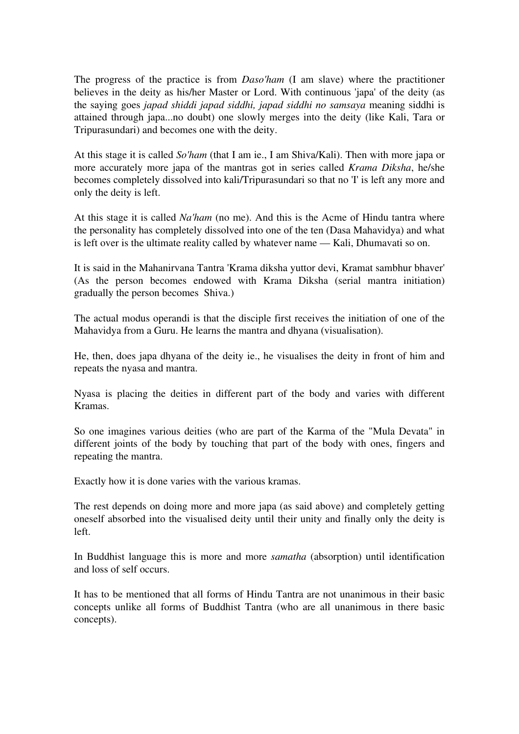The progress of the practice is from *Daso'ham* (I am slave) where the practitioner believes in the deity as his/her Master or Lord. With continuous 'japa' of the deity (as the saying goes *japad shiddi japad siddhi, japad siddhi no samsaya* meaning siddhi is attained through japa...no doubt) one slowly merges into the deity (like Kali, Tara or Tripurasundari) and becomes one with the deity.

At this stage it is called *So'ham* (that I am ie., I am Shiva/Kali). Then with more japa or more accurately more japa of the mantras got in series called *Krama Diksha*, he/she becomes completely dissolved into kali/Tripurasundari so that no 'I' is left any more and only the deity is left.

At this stage it is called *Na'ham* (no me). And this is the Acme of Hindu tantra where the personality has completely dissolved into one of the ten (Dasa Mahavidya) and what is left over is the ultimate reality called by whatever name — Kali, Dhumavati so on.

It is said in the Mahanirvana Tantra 'Krama diksha yuttor devi, Kramat sambhur bhaver' (As the person becomes endowed with Krama Diksha (serial mantra initiation) gradually the person becomes Shiva.)

The actual modus operandi is that the disciple first receives the initiation of one of the Mahavidya from a Guru. He learns the mantra and dhyana (visualisation).

He, then, does japa dhyana of the deity ie., he visualises the deity in front of him and repeats the nyasa and mantra.

Nyasa is placing the deities in different part of the body and varies with different Kramas.

So one imagines various deities (who are part of the Karma of the "Mula Devata" in different joints of the body by touching that part of the body with ones, fingers and repeating the mantra.

Exactly how it is done varies with the various kramas.

The rest depends on doing more and more japa (as said above) and completely getting oneself absorbed into the visualised deity until their unity and finally only the deity is left.

In Buddhist language this is more and more *samatha* (absorption) until identification and loss of self occurs.

It has to be mentioned that all forms of Hindu Tantra are not unanimous in their basic concepts unlike all forms of Buddhist Tantra (who are all unanimous in there basic concepts).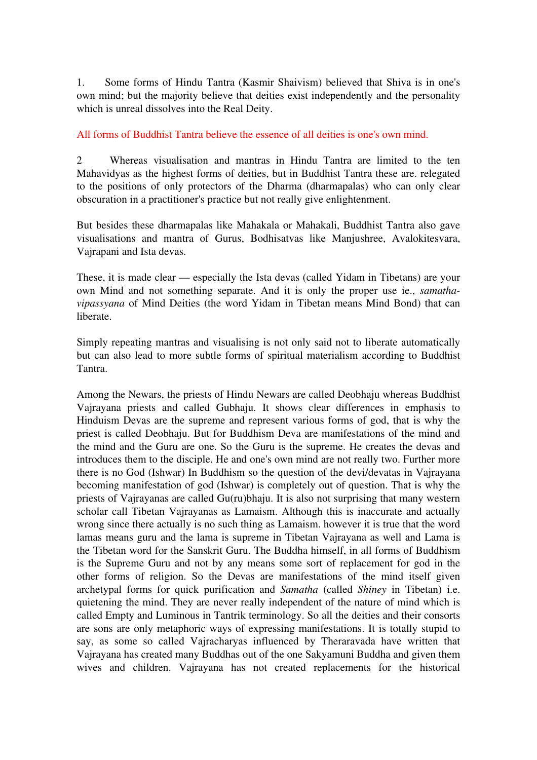1. Some forms of Hindu Tantra (Kasmir Shaivism) believed that Shiva is in one's own mind; but the majority believe that deities exist independently and the personality which is unreal dissolves into the Real Deity.

All forms of Buddhist Tantra believe the essence of all deities is one's own mind.

2 Whereas visualisation and mantras in Hindu Tantra are limited to the ten Mahavidyas as the highest forms of deities, but in Buddhist Tantra these are. relegated to the positions of only protectors of the Dharma (dharmapalas) who can only clear obscuration in a practitioner's practice but not really give enlightenment.

But besides these dharmapalas like Mahakala or Mahakali, Buddhist Tantra also gave visualisations and mantra of Gurus, Bodhisatvas like Manjushree, Avalokitesvara, Vajrapani and Ista devas.

These, it is made clear — especially the Ista devas (called Yidam in Tibetans) are your own Mind and not something separate. And it is only the proper use ie., *samatha-vipassyana* of Mind Deities (the word Yidam in Tibetan means Mind Bond) that can liberate.

Simply repeating mantras and visualising is not only said not to liberate automatically but can also lead to more subtle forms of spiritual materialism according to Buddhist Tantra.

Among the Newars, the priests of Hindu Newars are called Deobhaju whereas Buddhist Vajrayana priests and called Gubhaju. It shows clear differences in emphasis to Hinduism Devas are the supreme and represent various forms of god, that is why the priest is called Deobhaju. But for Buddhism Deva are manifestations of the mind and the mind and the Guru are one. So the Guru is the supreme. He creates the devas and introduces them to the disciple. He and one's own mind are not really two. Further more there is no God (Ishwar) In Buddhism so the question of the devi/devatas in Vajrayana becoming manifestation of god (Ishwar) is completely out of question. That is why the priests of Vajrayanas are called Gu(ru)bhaju. It is also not surprising that many western scholar call Tibetan Vajrayanas as Lamaism. Although this is inaccurate and actually wrong since there actually is no such thing as Lamaism. however it is true that the word lamas means guru and the lama is supreme in Tibetan Vajrayana as well and Lama is the Tibetan word for the Sanskrit Guru. The Buddha himself, in all forms of Buddhism is the Supreme Guru and not by any means some sort of replacement for god in the other forms of religion. So the Devas are manifestations of the mind itself given archetypal forms for quick purification and *Samatha* (called *Shiney* in Tibetan) i.e. quietening the mind. They are never really independent of the nature of mind which is called Empty and Luminous in Tantrik terminology. So all the deities and their consorts are sons are only metaphoric ways of expressing manifestations. It is totally stupid to say, as some so called Vajracharyas influenced by Theraravada have written that Vajrayana has created many Buddhas out of the one Sakyamuni Buddha and given them wives and children. Vajrayana has not created replacements for the historical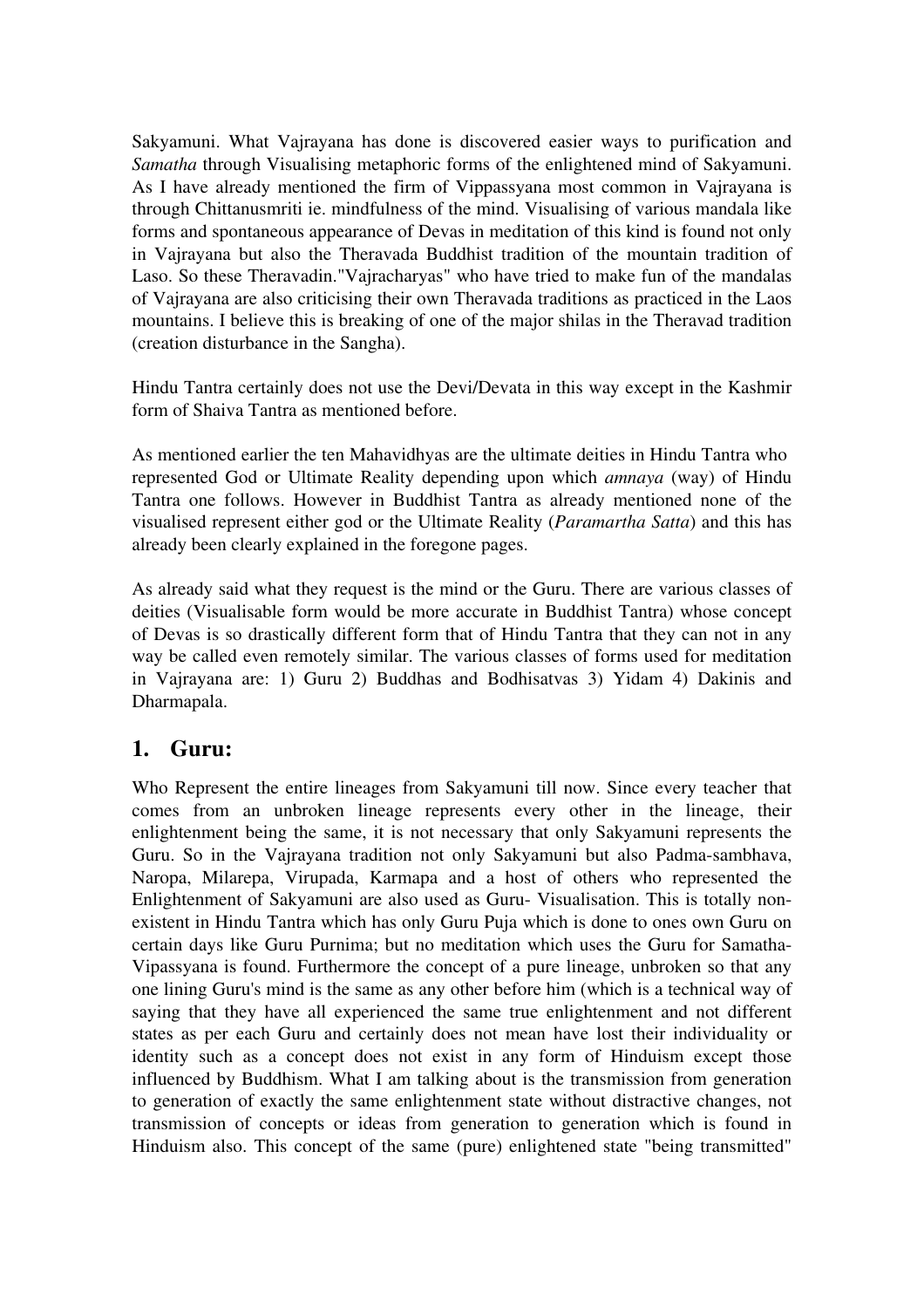Sakyamuni. What Vajrayana has done is discovered easier ways to purification and *Samatha* through Visualising metaphoric forms of the enlightened mind of Sakyamuni. As I have already mentioned the firm of Vippassyana most common in Vajrayana is through Chittanusmriti ie. mindfulness of the mind. Visualising of various mandala like forms and spontaneous appearance of Devas in meditation of this kind is found not only in Vajrayana but also the Theravada Buddhist tradition of the mountain tradition of Laso. So these Theravadin."Vajracharyas" who have tried to make fun of the mandalas of Vajrayana are also criticising their own Theravada traditions as practiced in the Laos mountains. I believe this is breaking of one of the major shilas in the Theravad tradition (creation disturbance in the Sangha).

Hindu Tantra certainly does not use the Devi/Devata in this way except in the Kashmir form of Shaiva Tantra as mentioned before.

As mentioned earlier the ten Mahavidhyas are the ultimate deities in Hindu Tantra who represented God or Ultimate Reality depending upon which *amnaya* (way) of Hindu Tantra one follows. However in Buddhist Tantra as already mentioned none of the visualised represent either god or the Ultimate Reality (*Paramartha Satta*) and this has already been clearly explained in the foregone pages.

As already said what they request is the mind or the Guru. There are various classes of deities (Visualisable form would be more accurate in Buddhist Tantra) whose concept of Devas is so drastically different form that of Hindu Tantra that they can not in any way be called even remotely similar. The various classes of forms used for meditation in Vajrayana are: 1) Guru 2) Buddhas and Bodhisatvas 3) Yidam 4) Dakinis and Dharmapala.

## 1. Guru:

Who Represent the entire lineages from Sakyamuni till now. Since every teacher that comes from an unbroken lineage represents every other in the lineage, their enlightenment being the same, it is not necessary that only Sakyamuni represents the Guru. So in the Vajrayana tradition not only Sakyamuni but also Padma-sambhava, Naropa, Milarepa, Virupada, Karmapa and a host of others who represented the Enlightenment of Sakyamuni are also used as Guru- Visualisation. This is totally non-existent in Hindu Tantra which has only Guru Puja which is done to ones own Guru on certain days like Guru Purnima; but no meditation which uses the Guru for Samatha-Vipassyana is found. Furthermore the concept of a pure lineage, unbroken so that any one lining Guru's mind is the same as any other before him (which is a technical way of saying that they have all experienced the same true enlightenment and not different states as per each Guru and certainly does not mean have lost their individuality or identity such as a concept does not exist in any form of Hinduism except those influenced by Buddhism. What I am talking about is the transmission from generation to generation of exactly the same enlightenment state without distractive changes, not transmission of concepts or ideas from generation to generation which is found in Hinduism also. This concept of the same (pure) enlightened state "being transmitted"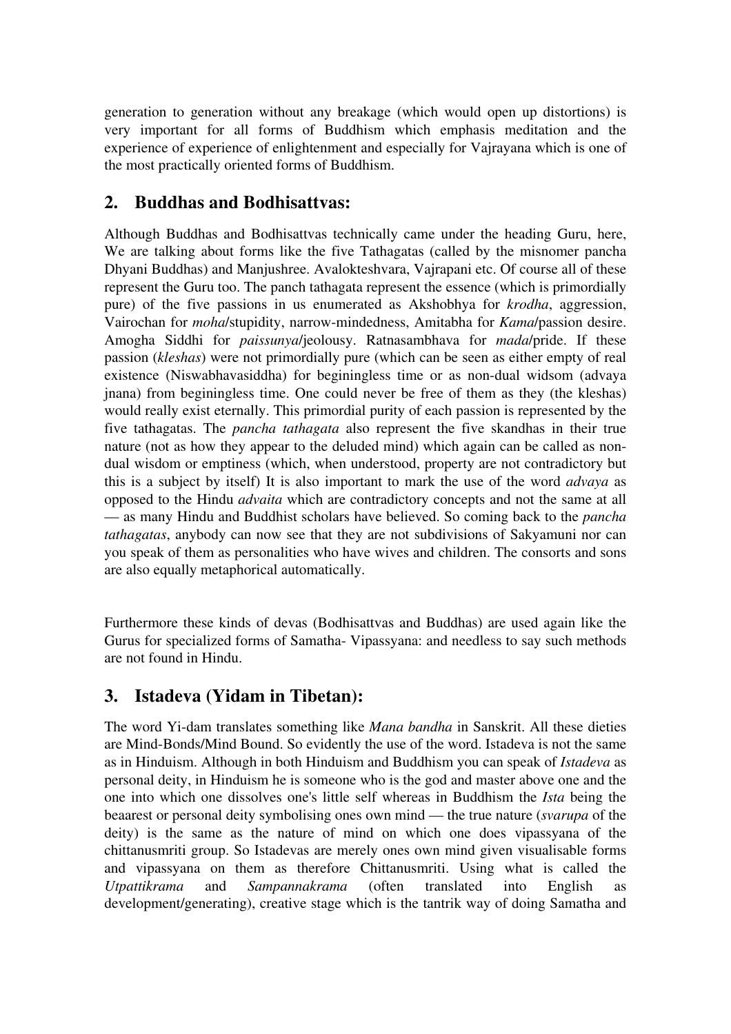generation to generation without any breakage (which would open up distortions) is very important for all forms of Buddhism which emphasis meditation and the experience of experience of enlightenment and especially for Vajrayana which is one of the most practically oriented forms of Buddhism.

## 2. Buddhas and Bodhisattvas:

Although Buddhas and Bodhisattvas technically came under the heading Guru, here, We are talking about forms like the five Tathagatas (called by the misnomer pancha Dhyani Buddhas) and Manjushree. Avalokteshvara, Vajrapani etc. Of course all of these represent the Guru too. The panch tathagata represent the essence (which is primordially pure) of the five passions in us enumerated as Akshobhya for *krodha*, aggression, Vairochan for *moha*/stupidity, narrow-mindedness, Amitabha for *Kama*/passion desire. Amogha Siddhi for *paissunya*/jeolousy. Ratnasambhava for *mada*/pride. If these passion (*kleshas*) were not primordially pure (which can be seen as either empty of real existence (Niswabhavasiddha) for beginingless time or as non-dual widsom (advaya jnana) from beginingless time. One could never be free of them as they (the kleshas) would really exist eternally. This primordial purity of each passion is represented by the five tathagatas. The *pancha tathagata* also represent the five skandhas in their true nature (not as how they appear to the deluded mind) which again can be called as non-dual wisdom or emptiness (which, when understood, property are not contradictory but this is a subject by itself) It is also important to mark the use of the word *advaya* as opposed to the Hindu *advaita* which are contradictory concepts and not the same at all — as many Hindu and Buddhist scholars have believed. So coming back to the *pancha tathagatas*, anybody can now see that they are not subdivisions of Sakyamuni nor can you speak of them as personalities who have wives and children. The consorts and sons are also equally metaphorical automatically.

Furthermore these kinds of devas (Bodhisattvas and Buddhas) are used again like the Gurus for specialized forms of Samatha- Vipassyana: and needless to say such methods are not found in Hindu.

## 3. Istadeva (Yidam in Tibetan):

The word Yi-dam translates something like *Mana bandha* in Sanskrit. All these dieties are Mind-Bonds/Mind Bound. So evidently the use of the word. Istadeva is not the same as in Hinduism. Although in both Hinduism and Buddhism you can speak of *Istadeva* as personal deity, in Hinduism he is someone who is the god and master above one and the one into which one dissolves one's little self whereas in Buddhism the *Ista* being the beaarest or personal deity symbolising ones own mind — the true nature (*svarupa* of the deity) is the same as the nature of mind on which one does vipassyana of the chittanusmriti group. So Istadevas are merely ones own mind given visualisable forms and vipassyana on them as therefore Chittanusmriti. Using what is called the *Utpattikrama* and *Sampannakrama* (often translated into English as development/generating), creative stage which is the tantrik way of doing Samatha and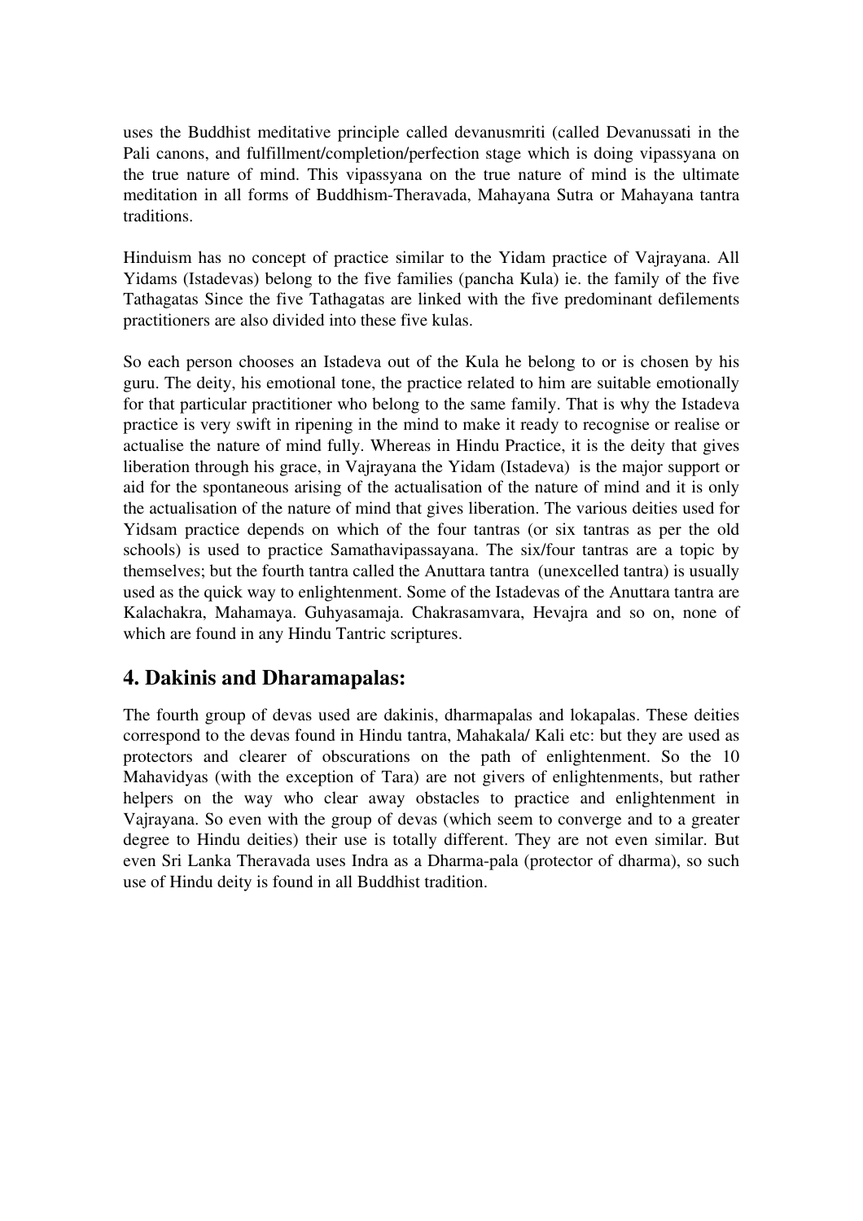uses the Buddhist meditative principle called devanusmriti (called Devanussati in the Pali canons, and fulfillment/completion/perfection stage which is doing vipassyana on the true nature of mind. This vipassyana on the true nature of mind is the ultimate meditation in all forms of Buddhism-Theravada, Mahayana Sutra or Mahayana tantra traditions.

Hinduism has no concept of practice similar to the Yidam practice of Vajrayana. All Yidams (Istadevas) belong to the five families (pancha Kula) ie. the family of the five Tathagatas Since the five Tathagatas are linked with the five predominant defilements practitioners are also divided into these five kulas.

So each person chooses an Istadeva out of the Kula he belong to or is chosen by his guru. The deity, his emotional tone, the practice related to him are suitable emotionally for that particular practitioner who belong to the same family. That is why the Istadeva practice is very swift in ripening in the mind to make it ready to recognise or realise or actualise the nature of mind fully. Whereas in Hindu Practice, it is the deity that gives liberation through his grace, in Vajrayana the Yidam (Istadeva) is the major support or aid for the spontaneous arising of the actualisation of the nature of mind and it is only the actualisation of the nature of mind that gives liberation. The various deities used for Yidsam practice depends on which of the four tantras (or six tantras as per the old schools) is used to practice Samathavipassayana. The six/four tantras are a topic by themselves; but the fourth tantra called the Anuttara tantra (unexcelled tantra) is usually used as the quick way to enlightenment. Some of the Istadevas of the Anuttara tantra are Kalachakra, Mahamaya. Guhyasamaja. Chakrasamvara, Hevajra and so on, none of which are found in any Hindu Tantric scriptures.

## 4. Dakinis and Dharamapalas:

The fourth group of devas used are dakinis, dharmapalas and lokapalas. These deities correspond to the devas found in Hindu tantra, Mahakala/ Kali etc: but they are used as protectors and clearer of obscurations on the path of enlightenment. So the 10 Mahavidyas (with the exception of Tara) are not givers of enlightenments, but rather helpers on the way who clear away obstacles to practice and enlightenment in Vajrayana. So even with the group of devas (which seem to converge and to a greater degree to Hindu deities) their use is totally different. They are not even similar. But even Sri Lanka Theravada uses Indra as a Dharma-pala (protector of dharma), so such use of Hindu deity is found in all Buddhist tradition.